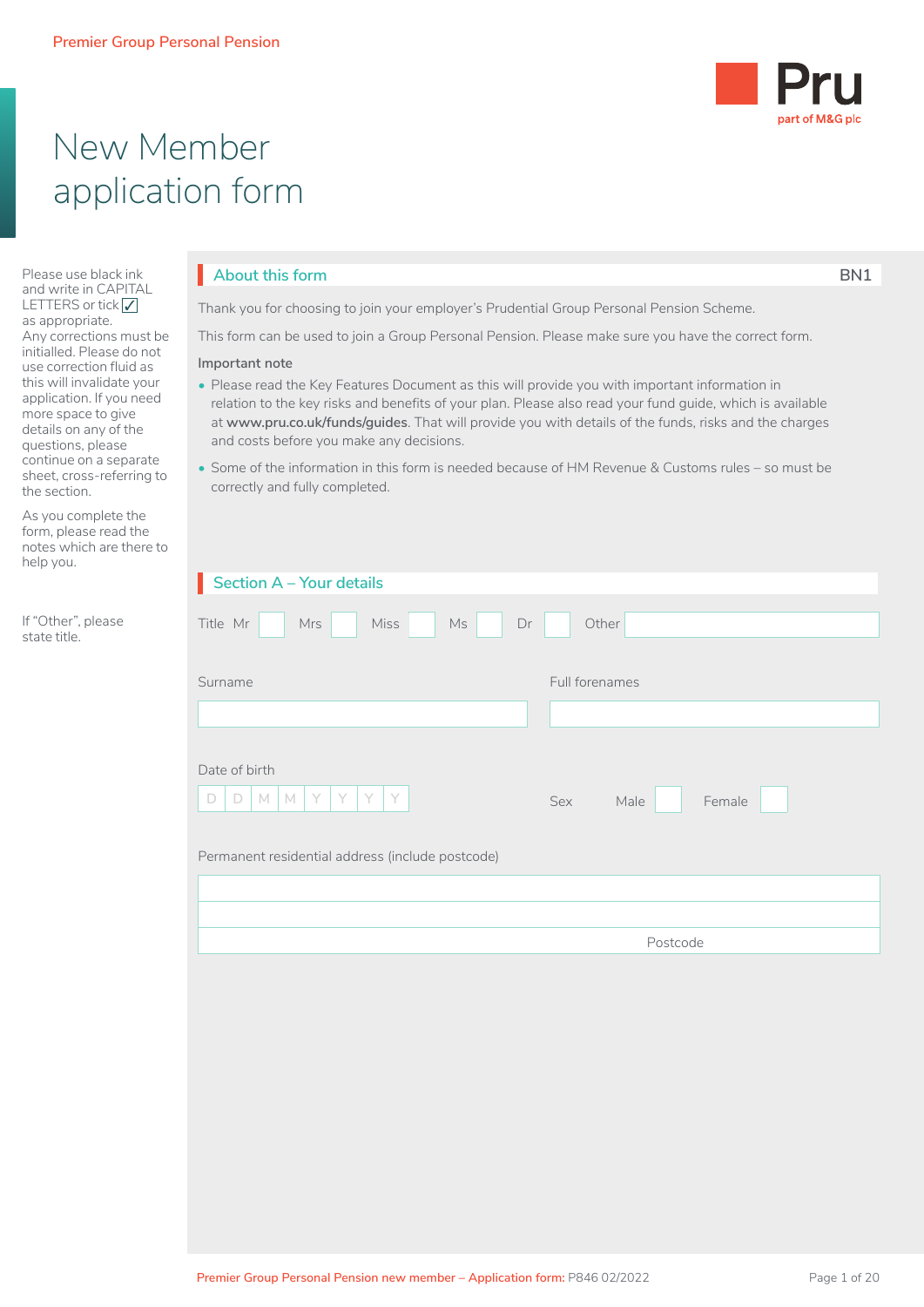Premier Group Personal Pension

# New Member application form

Please use black ink and write in CAPITAL LETTERS or tick ✓ as appropriate. Any corrections must be initialled. Please do not use correction fluid as this will invalidate your application. If you need more space to give details on any of the questions, please continue on a separate sheet, cross-referring to the section.

As you complete the form, please read the notes which are there to help you.

## About this form

BN1

Thank you for choosing to join your employer's Prudential Group Personal Pension Scheme.

This form can be used to join a Group Personal Pension. Please make sure you have the correct form.

**Important note**

- Please read the Key Features Document as this will provide you with important information in relation to the key risks and benefits of your plan. Please also read your fund guide, which is available at **www.pru.co.uk/funds/guides**. That will provide you with details of the funds, risks and the charges and costs before you make any decisions.
- Some of the information in this form is needed because of HM Revenue & Customs rules – so must be correctly and fully completed.

## Section A – Your details

If "Other", please state title.

Title Mr ☐ Mrs ☐ Miss ☐ Ms ☐ Dr ☐ Other ______

Surname ______

Full forenames ______

Date of birth D D M M Y Y Y Y

Sex Male ☐ Female ☐

Permanent residential address (include postcode)

______

______

Postcode ______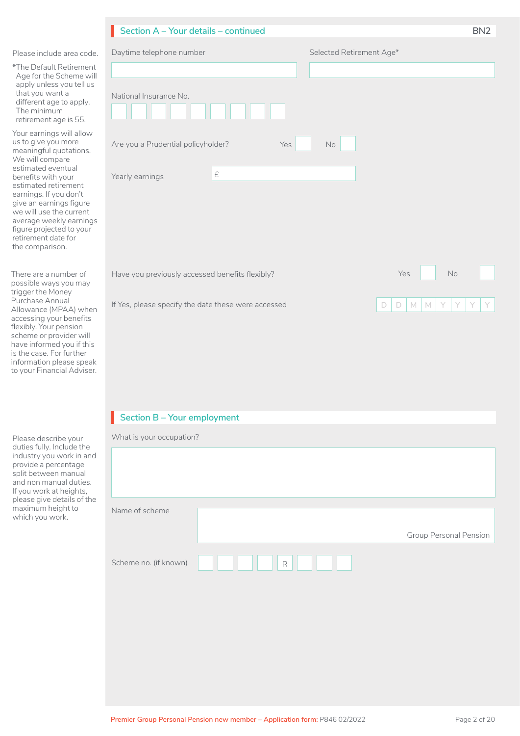## Section A – Your details – continued

BN2

Please include area code.

Daytime telephone number

Selected Retirement Age*

*The Default Retirement Age for the Scheme will apply unless you tell us that you want a different age to apply. The minimum retirement age is 55.

National Insurance No.

Are you a Prudential policyholder? Yes ☐ No ☐

Your earnings will allow us to give you more meaningful quotations. We will compare estimated eventual benefits with your estimated retirement earnings. If you don't give an earnings figure we will use the current average weekly earnings figure projected to your retirement date for the comparison.

Yearly earnings £

There are a number of possible ways you may trigger the Money Purchase Annual Allowance (MPAA) when accessing your benefits flexibly. Your pension scheme or provider will have informed you if this is the case. For further information please speak to your Financial Adviser.

Have you previously accessed benefits flexibly? Yes ☐ No ☐

If Yes, please specify the date these were accessed D D M M Y Y Y Y

## Section B – Your employment

Please describe your duties fully. Include the industry you work in and provide a percentage split between manual and non manual duties. If you work at heights, please give details of the maximum height to which you work.

What is your occupation?

Name of scheme

Group Personal Pension

Scheme no. (if known) R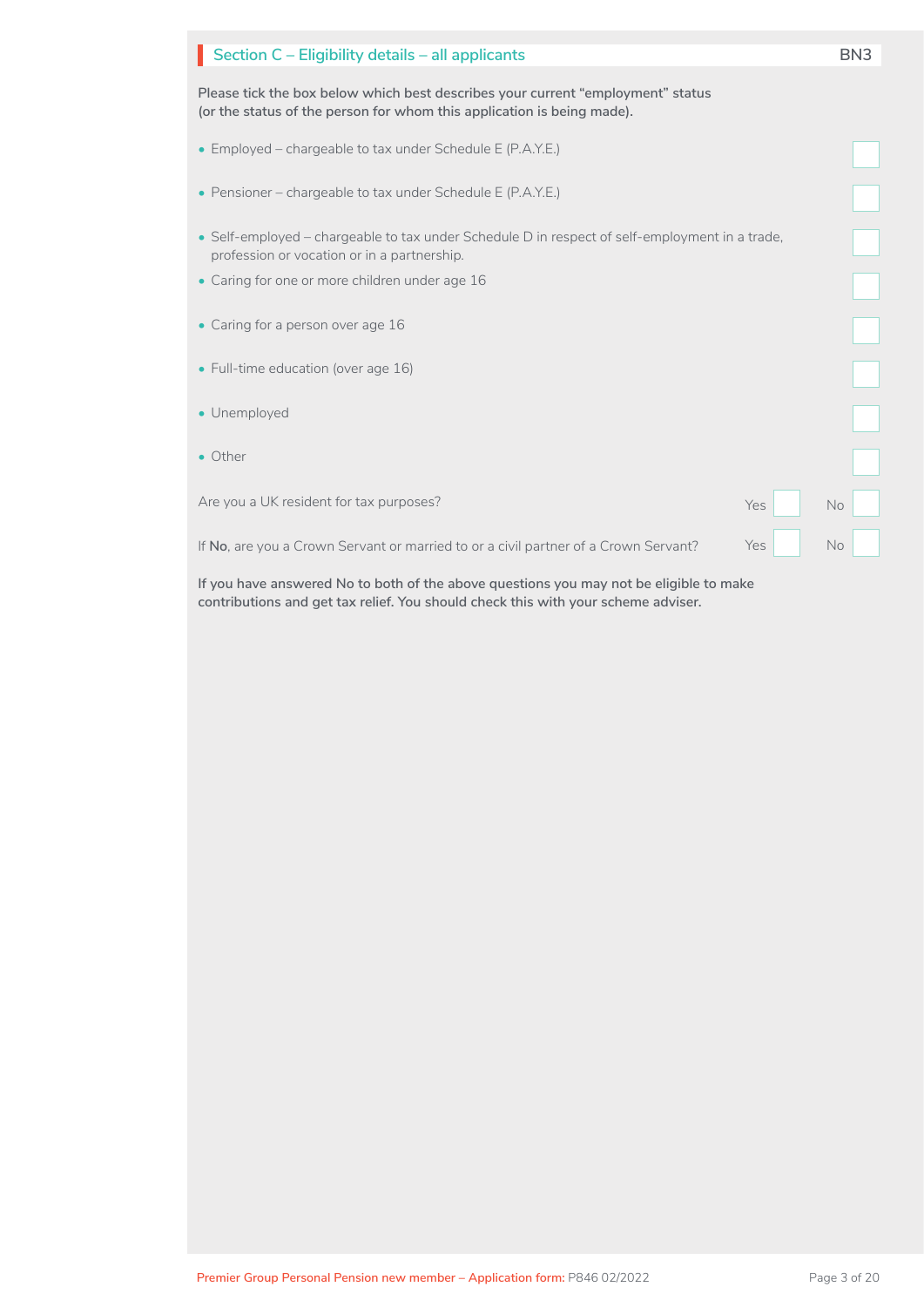## Section C – Eligibility details – all applicants

BN3

**Please tick the box below which best describes your current "employment" status (or the status of the person for whom this application is being made).**

- Employed – chargeable to tax under Schedule E (P.A.Y.E.) ☐
- Pensioner – chargeable to tax under Schedule E (P.A.Y.E.) ☐
- Self-employed – chargeable to tax under Schedule D in respect of self-employment in a trade, profession or vocation or in a partnership. ☐
- Caring for one or more children under age 16 ☐
- Caring for a person over age 16 ☐
- Full-time education (over age 16) ☐
- Unemployed ☐
- Other ☐

Are you a UK resident for tax purposes? Yes ☐ No ☐

If **No**, are you a Crown Servant or married to or a civil partner of a Crown Servant? Yes ☐ No ☐

**If you have answered No to both of the above questions you may not be eligible to make contributions and get tax relief. You should check this with your scheme adviser.**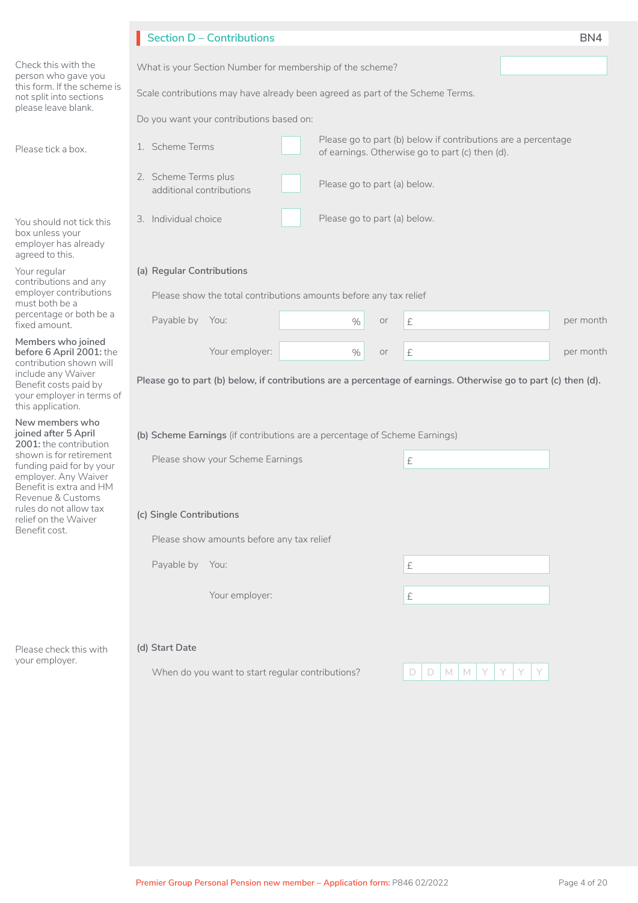## Section D – Contributions

BN4

What is your Section Number for membership of the scheme? [ ]

*Check this with the person who gave you this form. If the scheme is not split into sections please leave blank.*

Scale contributions may have already been agreed as part of the Scheme Terms.

Do you want your contributions based on:

*Please tick a box.*

1. Scheme Terms [ ] Please go to part (b) below if contributions are a percentage of earnings. Otherwise go to part (c) then (d).
2. Scheme Terms plus additional contributions [ ] Please go to part (a) below.
3. Individual choice [ ] Please go to part (a) below.

*You should not tick this box unless your employer has already agreed to this.*

### (a) Regular Contributions

*Your regular contributions and any employer contributions must both be a percentage or both be a fixed amount.*

***Members who joined before 6 April 2001:** the contribution shown will include any Waiver Benefit costs paid by your employer in terms of this application.*

***New members who joined after 5 April 2001:** the contribution shown is for retirement funding paid for by your employer. Any Waiver Benefit is extra and HM Revenue & Customs rules do not allow tax relief on the Waiver Benefit cost.*

Please show the total contributions amounts before any tax relief

| Payable by | | | | |
|---|---|---|---|---|
| You: | % | or | £ | per month |
| Your employer: | % | or | £ | per month |

**Please go to part (b) below, if contributions are a percentage of earnings. Otherwise go to part (c) then (d).**

### (b) Scheme Earnings (if contributions are a percentage of Scheme Earnings)

Please show your Scheme Earnings £

### (c) Single Contributions

Please show amounts before any tax relief

| Payable by | |
|---|---|
| You: | £ |
| Your employer: | £ |

### (d) Start Date

*Please check this with your employer.*

When do you want to start regular contributions? D D M M Y Y Y Y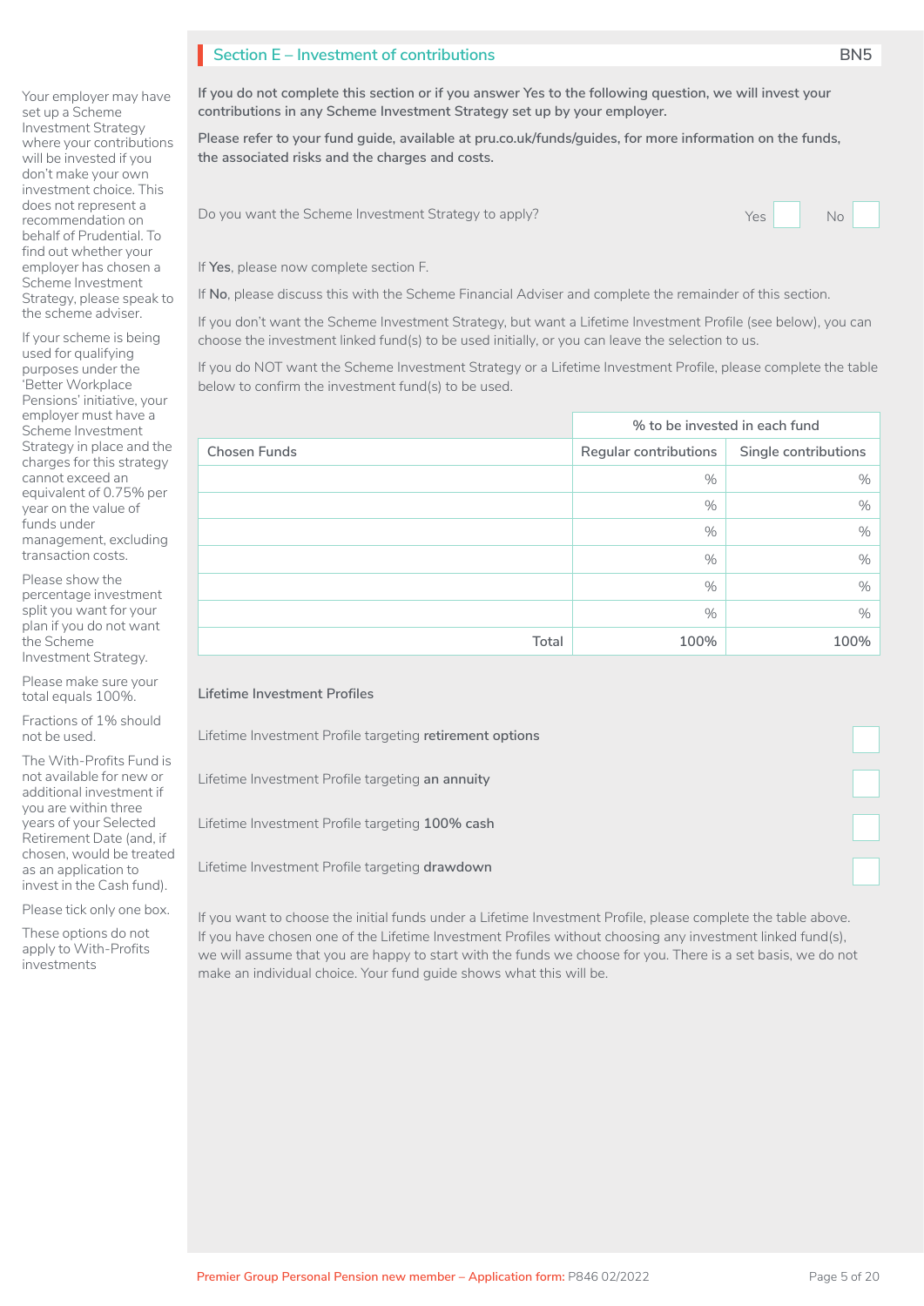## Section E – Investment of contributions

BN5

Your employer may have set up a Scheme Investment Strategy where your contributions will be invested if you don't make your own investment choice. This does not represent a recommendation on behalf of Prudential. To find out whether your employer has chosen a Scheme Investment Strategy, please speak to the scheme adviser.

If your scheme is being used for qualifying purposes under the 'Better Workplace Pensions' initiative, your employer must have a Scheme Investment Strategy in place and the charges for this strategy cannot exceed an equivalent of 0.75% per year on the value of funds under management, excluding transaction costs.

**If you do not complete this section or if you answer Yes to the following question, we will invest your contributions in any Scheme Investment Strategy set up by your employer.**

**Please refer to your fund guide, available at pru.co.uk/funds/guides, for more information on the funds, the associated risks and the charges and costs.**

Do you want the Scheme Investment Strategy to apply? Yes ☐ No ☐

If **Yes**, please now complete section F.

If **No**, please discuss this with the Scheme Financial Adviser and complete the remainder of this section.

If you don't want the Scheme Investment Strategy, but want a Lifetime Investment Profile (see below), you can choose the investment linked fund(s) to be used initially, or you can leave the selection to us.

If you do NOT want the Scheme Investment Strategy or a Lifetime Investment Profile, please complete the table below to confirm the investment fund(s) to be used.

Please show the percentage investment split you want for your plan if you do not want the Scheme Investment Strategy.

Please make sure your total equals 100%.

Fractions of 1% should not be used.

The With-Profits Fund is not available for new or additional investment if you are within three years of your Selected Retirement Date (and, if chosen, would be treated as an application to invest in the Cash fund).

| | % to be invested in each fund | |
|---|---|---|
| Chosen Funds | Regular contributions | Single contributions |
| | % | % |
| | % | % |
| | % | % |
| | % | % |
| | % | % |
| | % | % |
| Total | 100% | 100% |

### Lifetime Investment Profiles

Please tick only one box.

These options do not apply to With-Profits investments

Lifetime Investment Profile targeting **retirement options** ☐

Lifetime Investment Profile targeting **an annuity** ☐

Lifetime Investment Profile targeting **100% cash** ☐

Lifetime Investment Profile targeting **drawdown** ☐

If you want to choose the initial funds under a Lifetime Investment Profile, please complete the table above. If you have chosen one of the Lifetime Investment Profiles without choosing any investment linked fund(s), we will assume that you are happy to start with the funds we choose for you. There is a set basis, we do not make an individual choice. Your fund guide shows what this will be.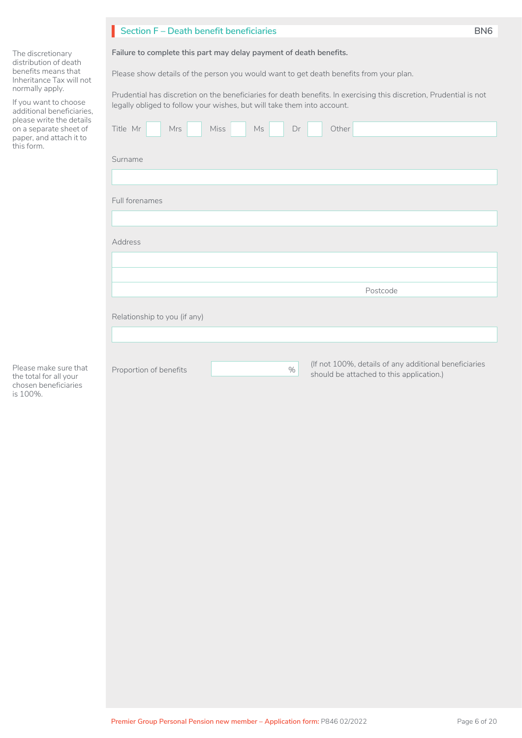## Section F – Death benefit beneficiaries

BN6

The discretionary distribution of death benefits means that Inheritance Tax will not normally apply.

If you want to choose additional beneficiaries, please write the details on a separate sheet of paper, and attach it to this form.

**Failure to complete this part may delay payment of death benefits.**

Please show details of the person you would want to get death benefits from your plan.

Prudential has discretion on the beneficiaries for death benefits. In exercising this discretion, Prudential is not legally obliged to follow your wishes, but will take them into account.

Title Mr ☐ Mrs ☐ Miss ☐ Ms ☐ Dr ☐ Other ______

Surname

______

Full forenames

______

Address

______

______

______ Postcode ______

Relationship to you (if any)

______

Please make sure that the total for all your chosen beneficiaries is 100%.

Proportion of benefits ______ %

(If not 100%, details of any additional beneficiaries should be attached to this application.)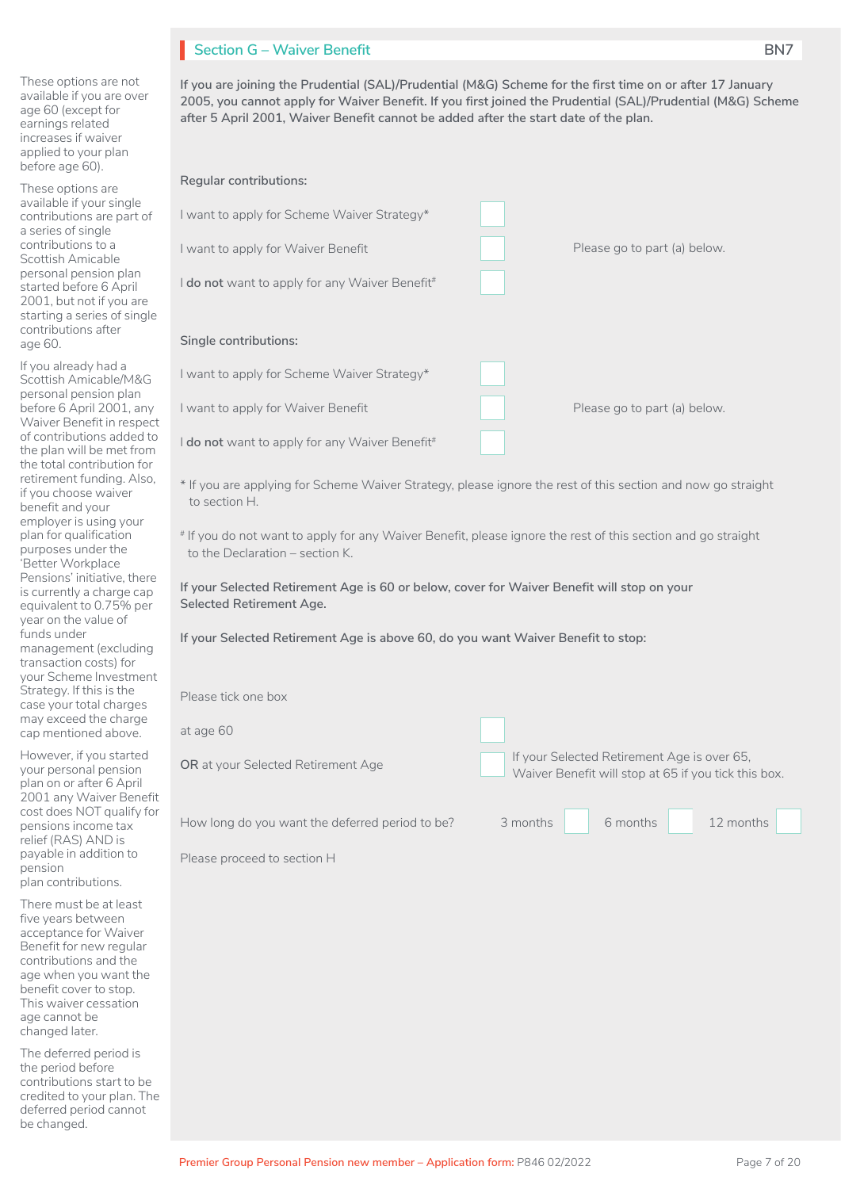## Section G – Waiver Benefit

BN7

*These options are not available if you are over age 60 (except for earnings related increases if waiver applied to your plan before age 60).*

*These options are available if your single contributions are part of a series of single contributions to a Scottish Amicable personal pension plan started before 6 April 2001, but not if you are starting a series of single contributions after age 60.*

*If you already had a Scottish Amicable/M&G personal pension plan before 6 April 2001, any Waiver Benefit in respect of contributions added to the plan will be met from the total contribution for retirement funding. Also, if you choose waiver benefit and your employer is using your plan for qualification purposes under the 'Better Workplace Pensions' initiative, there is currently a charge cap equivalent to 0.75% per year on the value of funds under management (excluding transaction costs) for your Scheme Investment Strategy. If this is the case your total charges may exceed the charge cap mentioned above.*

*However, if you started your personal pension plan on or after 6 April 2001 any Waiver Benefit cost does NOT qualify for pensions income tax relief (RAS) AND is payable in addition to pension plan contributions.*

*There must be at least five years between acceptance for Waiver Benefit for new regular contributions and the age when you want the benefit cover to stop. This waiver cessation age cannot be changed later.*

*The deferred period is the period before contributions start to be credited to your plan. The deferred period cannot be changed.*

**If you are joining the Prudential (SAL)/Prudential (M&G) Scheme for the first time on or after 17 January 2005, you cannot apply for Waiver Benefit. If you first joined the Prudential (SAL)/Prudential (M&G) Scheme after 5 April 2001, Waiver Benefit cannot be added after the start date of the plan.**

**Regular contributions:**

- I want to apply for Scheme Waiver Strategy* ☐
- I want to apply for Waiver Benefit ☐ Please go to part (a) below.
- I **do not** want to apply for any Waiver Benefit# ☐

**Single contributions:**

- I want to apply for Scheme Waiver Strategy* ☐
- I want to apply for Waiver Benefit ☐ Please go to part (a) below.
- I **do not** want to apply for any Waiver Benefit# ☐

\* If you are applying for Scheme Waiver Strategy, please ignore the rest of this section and now go straight to section H.

# If you do not want to apply for any Waiver Benefit, please ignore the rest of this section and go straight to the Declaration – section K.

**If your Selected Retirement Age is 60 or below, cover for Waiver Benefit will stop on your Selected Retirement Age.**

**If your Selected Retirement Age is above 60, do you want Waiver Benefit to stop:**

Please tick one box

- at age 60 ☐
- **OR** at your Selected Retirement Age ☐ If your Selected Retirement Age is over 65, Waiver Benefit will stop at 65 if you tick this box.

How long do you want the deferred period to be? 3 months ☐ 6 months ☐ 12 months ☐

Please proceed to section H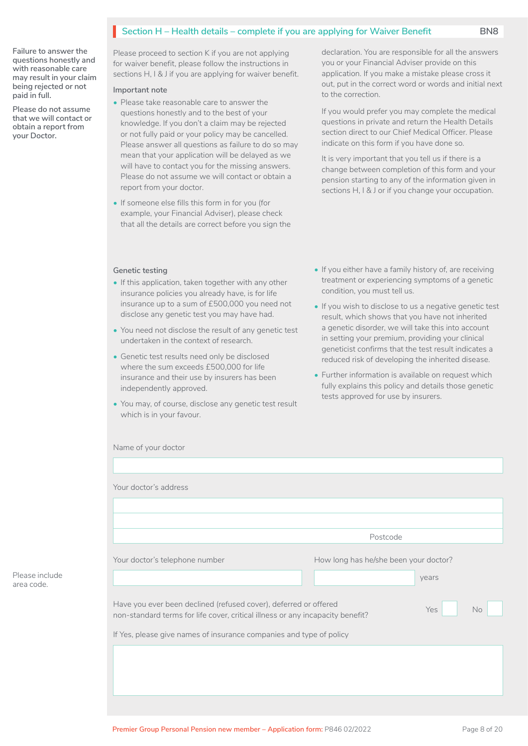## Section H – Health details – complete if you are applying for Waiver Benefit

BN8

**Failure to answer the questions honestly and with reasonable care may result in your claim being rejected or not paid in full.**

**Please do not assume that we will contact or obtain a report from your Doctor.**

Please proceed to section K if you are not applying for waiver benefit, please follow the instructions in sections H, I & J if you are applying for waiver benefit.

### Important note

- Please take reasonable care to answer the questions honestly and to the best of your knowledge. If you don't a claim may be rejected or not fully paid or your policy may be cancelled. Please answer all questions as failure to do so may mean that your application will be delayed as we will have to contact you for the missing answers. Please do not assume we will contact or obtain a report from your doctor.
- If someone else fills this form in for you (for example, your Financial Adviser), please check that all the details are correct before you sign the declaration. You are responsible for all the answers you or your Financial Adviser provide on this application. If you make a mistake please cross it out, put in the correct word or words and initial next to the correction.

If you would prefer you may complete the medical questions in private and return the Health Details section direct to our Chief Medical Officer. Please indicate on this form if you have done so.

It is very important that you tell us if there is a change between completion of this form and your pension starting to any of the information given in sections H, I & J or if you change your occupation.

### Genetic testing

- If this application, taken together with any other insurance policies you already have, is for life insurance up to a sum of £500,000 you need not disclose any genetic test you may have had.
- You need not disclose the result of any genetic test undertaken in the context of research.
- Genetic test results need only be disclosed where the sum exceeds £500,000 for life insurance and their use by insurers has been independently approved.
- You may, of course, disclose any genetic test result which is in your favour.
- If you either have a family history of, are receiving treatment or experiencing symptoms of a genetic condition, you must tell us.
- If you wish to disclose to us a negative genetic test result, which shows that you have not inherited a genetic disorder, we will take this into account in setting your premium, providing your clinical geneticist confirms that the test result indicates a reduced risk of developing the inherited disease.
- Further information is available on request which fully explains this policy and details those genetic tests approved for use by insurers.

Name of your doctor

Your doctor's address

Postcode

Your doctor's telephone number

Please include area code.

How long has he/she been your doctor? years

Have you ever been declined (refused cover), deferred or offered non-standard terms for life cover, critical illness or any incapacity benefit? Yes ☐ No ☐

If Yes, please give names of insurance companies and type of policy

Premier Group Personal Pension new member – Application form: P846 02/2022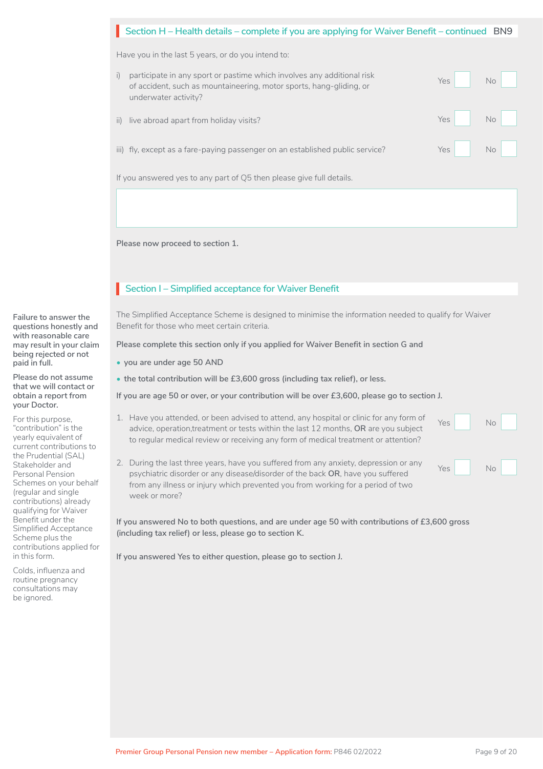## Section H – Health details – complete if you are applying for Waiver Benefit – continued BN9

Have you in the last 5 years, or do you intend to:

i) participate in any sport or pastime which involves any additional risk of accident, such as mountaineering, motor sports, hang-gliding, or underwater activity? Yes ☐ No ☐

ii) live abroad apart from holiday visits? Yes ☐ No ☐

iii) fly, except as a fare-paying passenger on an established public service? Yes ☐ No ☐

If you answered yes to any part of Q5 then please give full details.

&nbsp;

**Please now proceed to section 1.**

## Section I – Simplified acceptance for Waiver Benefit

**Failure to answer the questions honestly and with reasonable care may result in your claim being rejected or not paid in full.**

**Please do not assume that we will contact or obtain a report from your Doctor.**

For this purpose, "contribution" is the yearly equivalent of current contributions to the Prudential (SAL) Stakeholder and Personal Pension Schemes on your behalf (regular and single contributions) already qualifying for Waiver Benefit under the Simplified Acceptance Scheme plus the contributions applied for in this form.

Colds, influenza and routine pregnancy consultations may be ignored.

The Simplified Acceptance Scheme is designed to minimise the information needed to qualify for Waiver Benefit for those who meet certain criteria.

**Please complete this section only if you applied for Waiver Benefit in section G and**

- **you are under age 50 AND**
- **the total contribution will be £3,600 gross (including tax relief), or less.**

**If you are age 50 or over, or your contribution will be over £3,600, please go to section J.**

1. Have you attended, or been advised to attend, any hospital or clinic for any form of advice, operation,treatment or tests within the last 12 months, **OR** are you subject to regular medical review or receiving any form of medical treatment or attention? Yes ☐ No ☐

2. During the last three years, have you suffered from any anxiety, depression or any psychiatric disorder or any disease/disorder of the back **OR**, have you suffered from any illness or injury which prevented you from working for a period of two week or more? Yes ☐ No ☐

**If you answered No to both questions, and are under age 50 with contributions of £3,600 gross (including tax relief) or less, please go to section K.**

**If you answered Yes to either question, please go to section J.**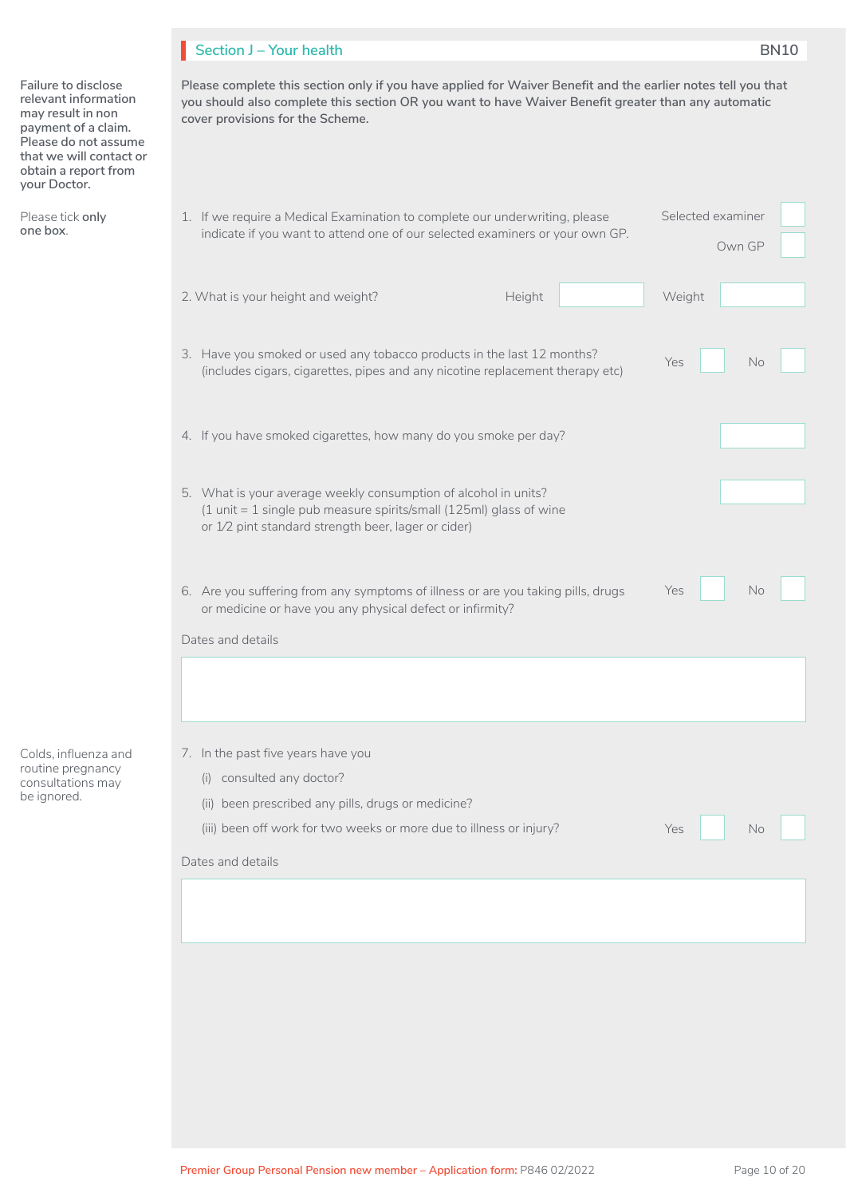## Section J – Your health

BN10

**Failure to disclose relevant information may result in non payment of a claim. Please do not assume that we will contact or obtain a report from your Doctor.**

**Please complete this section only if you have applied for Waiver Benefit and the earlier notes tell you that you should also complete this section OR you want to have Waiver Benefit greater than any automatic cover provisions for the Scheme.**

Please tick **only** one box.

1. If we require a Medical Examination to complete our underwriting, please indicate if you want to attend one of our selected examiners or your own GP.

   Selected examiner ☐
   Own GP ☐

2. What is your height and weight?

   Height ______ Weight ______

3. Have you smoked or used any tobacco products in the last 12 months? (includes cigars, cigarettes, pipes and any nicotine replacement therapy etc)

   Yes ☐ No ☐

4. If you have smoked cigarettes, how many do you smoke per day? ______

5. What is your average weekly consumption of alcohol in units? (1 unit = 1 single pub measure spirits/small (125ml) glass of wine or 1⁄2 pint standard strength beer, lager or cider) ______

6. Are you suffering from any symptoms of illness or are you taking pills, drugs or medicine or have you any physical defect or infirmity?

   Yes ☐ No ☐

   Dates and details

   ______

Colds, influenza and routine pregnancy consultations may be ignored.

7. In the past five years have you
   (i) consulted any doctor?
   (ii) been prescribed any pills, drugs or medicine?
   (iii) been off work for two weeks or more due to illness or injury?

   Yes ☐ No ☐

   Dates and details

   ______

Premier Group Personal Pension new member – Application form: P846 02/2022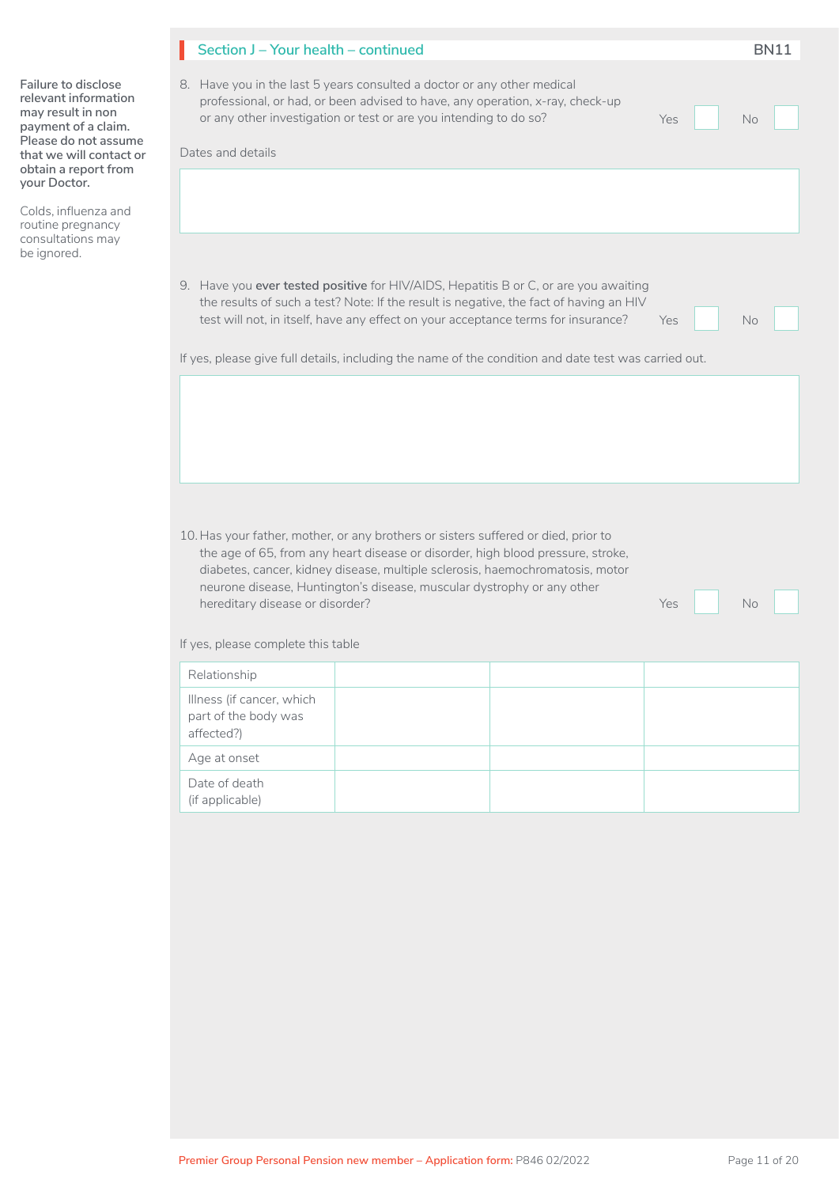## Section J – Your health – continued

BN11

**Failure to disclose relevant information may result in non payment of a claim. Please do not assume that we will contact or obtain a report from your Doctor.**

Colds, influenza and routine pregnancy consultations may be ignored.

8. Have you in the last 5 years consulted a doctor or any other medical professional, or had, or been advised to have, any operation, x-ray, check-up or any other investigation or test or are you intending to do so? Yes ☐ No ☐

Dates and details

9. Have you **ever tested positive** for HIV/AIDS, Hepatitis B or C, or are you awaiting the results of such a test? Note: If the result is negative, the fact of having an HIV test will not, in itself, have any effect on your acceptance terms for insurance? Yes ☐ No ☐

If yes, please give full details, including the name of the condition and date test was carried out.

10. Has your father, mother, or any brothers or sisters suffered or died, prior to the age of 65, from any heart disease or disorder, high blood pressure, stroke, diabetes, cancer, kidney disease, multiple sclerosis, haemochromatosis, motor neurone disease, Huntington's disease, muscular dystrophy or any other hereditary disease or disorder? Yes ☐ No ☐

If yes, please complete this table

| Relationship | | | |
|---|---|---|---|
| Illness (if cancer, which part of the body was affected?) | | | |
| Age at onset | | | |
| Date of death (if applicable) | | | |

Premier Group Personal Pension new member – Application form: P846 02/2022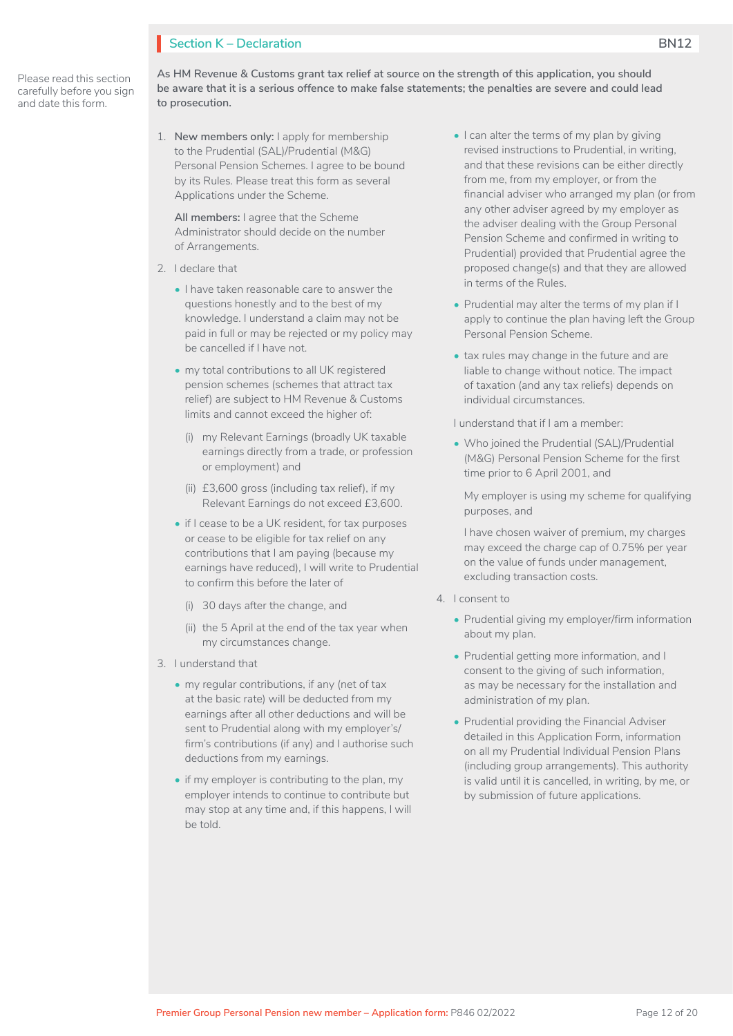## Section K – Declaration

BN12

Please read this section carefully before you sign and date this form.

**As HM Revenue & Customs grant tax relief at source on the strength of this application, you should be aware that it is a serious offence to make false statements; the penalties are severe and could lead to prosecution.**

1. **New members only:** I apply for membership to the Prudential (SAL)/Prudential (M&G) Personal Pension Schemes. I agree to be bound by its Rules. Please treat this form as several Applications under the Scheme.

   **All members:** I agree that the Scheme Administrator should decide on the number of Arrangements.

2. I declare that

   - I have taken reasonable care to answer the questions honestly and to the best of my knowledge. I understand a claim may not be paid in full or may be rejected or my policy may be cancelled if I have not.
   - my total contributions to all UK registered pension schemes (schemes that attract tax relief) are subject to HM Revenue & Customs limits and cannot exceed the higher of:
     - (i) my Relevant Earnings (broadly UK taxable earnings directly from a trade, or profession or employment) and
     - (ii) £3,600 gross (including tax relief), if my Relevant Earnings do not exceed £3,600.
   - if I cease to be a UK resident, for tax purposes or cease to be eligible for tax relief on any contributions that I am paying (because my earnings have reduced), I will write to Prudential to confirm this before the later of
     - (i) 30 days after the change, and
     - (ii) the 5 April at the end of the tax year when my circumstances change.

3. I understand that

   - my regular contributions, if any (net of tax at the basic rate) will be deducted from my earnings after all other deductions and will be sent to Prudential along with my employer's/firm's contributions (if any) and I authorise such deductions from my earnings.
   - if my employer is contributing to the plan, my employer intends to continue to contribute but may stop at any time and, if this happens, I will be told.
   - I can alter the terms of my plan by giving revised instructions to Prudential, in writing, and that these revisions can be either directly from me, from my employer, or from the financial adviser who arranged my plan (or from any other adviser agreed by my employer as the adviser dealing with the Group Personal Pension Scheme and confirmed in writing to Prudential) provided that Prudential agree the proposed change(s) and that they are allowed in terms of the Rules.
   - Prudential may alter the terms of my plan if I apply to continue the plan having left the Group Personal Pension Scheme.
   - tax rules may change in the future and are liable to change without notice. The impact of taxation (and any tax reliefs) depends on individual circumstances.

   I understand that if I am a member:

   - Who joined the Prudential (SAL)/Prudential (M&G) Personal Pension Scheme for the first time prior to 6 April 2001, and

     My employer is using my scheme for qualifying purposes, and

     I have chosen waiver of premium, my charges may exceed the charge cap of 0.75% per year on the value of funds under management, excluding transaction costs.

4. I consent to

   - Prudential giving my employer/firm information about my plan.
   - Prudential getting more information, and I consent to the giving of such information, as may be necessary for the installation and administration of my plan.
   - Prudential providing the Financial Adviser detailed in this Application Form, information on all my Prudential Individual Pension Plans (including group arrangements). This authority is valid until it is cancelled, in writing, by me, or by submission of future applications.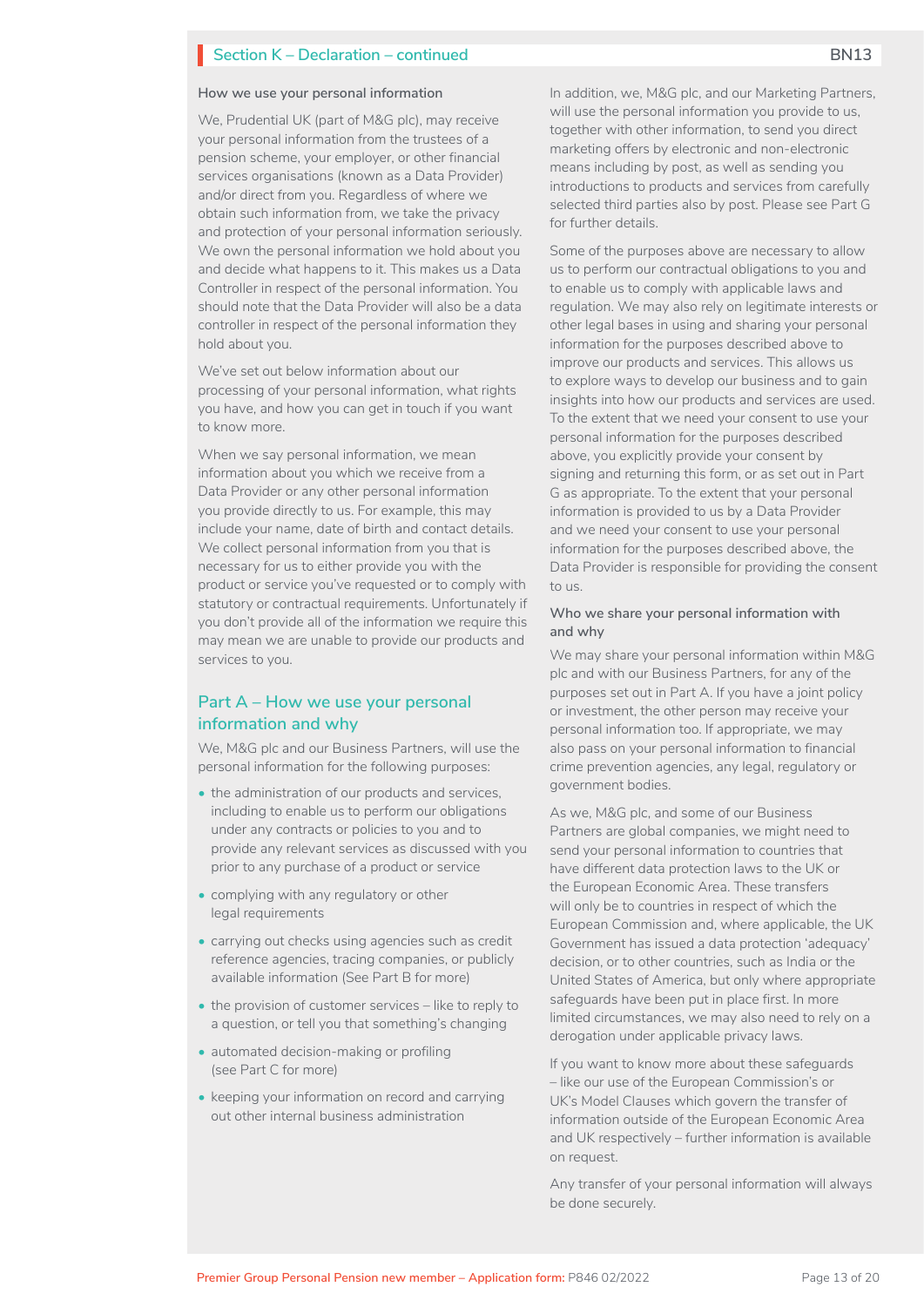## Section K – Declaration – continued

### How we use your personal information

We, Prudential UK (part of M&G plc), may receive your personal information from the trustees of a pension scheme, your employer, or other financial services organisations (known as a Data Provider) and/or direct from you. Regardless of where we obtain such information from, we take the privacy and protection of your personal information seriously. We own the personal information we hold about you and decide what happens to it. This makes us a Data Controller in respect of the personal information. You should note that the Data Provider will also be a data controller in respect of the personal information they hold about you.

We've set out below information about our processing of your personal information, what rights you have, and how you can get in touch if you want to know more.

When we say personal information, we mean information about you which we receive from a Data Provider or any other personal information you provide directly to us. For example, this may include your name, date of birth and contact details. We collect personal information from you that is necessary for us to either provide you with the product or service you've requested or to comply with statutory or contractual requirements. Unfortunately if you don't provide all of the information we require this may mean we are unable to provide our products and services to you.

## Part A – How we use your personal information and why

We, M&G plc and our Business Partners, will use the personal information for the following purposes:

- the administration of our products and services, including to enable us to perform our obligations under any contracts or policies to you and to provide any relevant services as discussed with you prior to any purchase of a product or service
- complying with any regulatory or other legal requirements
- carrying out checks using agencies such as credit reference agencies, tracing companies, or publicly available information (See Part B for more)
- the provision of customer services – like to reply to a question, or tell you that something's changing
- automated decision-making or profiling (see Part C for more)
- keeping your information on record and carrying out other internal business administration

In addition, we, M&G plc, and our Marketing Partners, will use the personal information you provide to us, together with other information, to send you direct marketing offers by electronic and non-electronic means including by post, as well as sending you introductions to products and services from carefully selected third parties also by post. Please see Part G for further details.

Some of the purposes above are necessary to allow us to perform our contractual obligations to you and to enable us to comply with applicable laws and regulation. We may also rely on legitimate interests or other legal bases in using and sharing your personal information for the purposes described above to improve our products and services. This allows us to explore ways to develop our business and to gain insights into how our products and services are used. To the extent that we need your consent to use your personal information for the purposes described above, you explicitly provide your consent by signing and returning this form, or as set out in Part G as appropriate. To the extent that your personal information is provided to us by a Data Provider and we need your consent to use your personal information for the purposes described above, the Data Provider is responsible for providing the consent to us.

### Who we share your personal information with and why

We may share your personal information within M&G plc and with our Business Partners, for any of the purposes set out in Part A. If you have a joint policy or investment, the other person may receive your personal information too. If appropriate, we may also pass on your personal information to financial crime prevention agencies, any legal, regulatory or government bodies.

As we, M&G plc, and some of our Business Partners are global companies, we might need to send your personal information to countries that have different data protection laws to the UK or the European Economic Area. These transfers will only be to countries in respect of which the European Commission and, where applicable, the UK Government has issued a data protection 'adequacy' decision, or to other countries, such as India or the United States of America, but only where appropriate safeguards have been put in place first. In more limited circumstances, we may also need to rely on a derogation under applicable privacy laws.

If you want to know more about these safeguards – like our use of the European Commission's or UK's Model Clauses which govern the transfer of information outside of the European Economic Area and UK respectively – further information is available on request.

Any transfer of your personal information will always be done securely.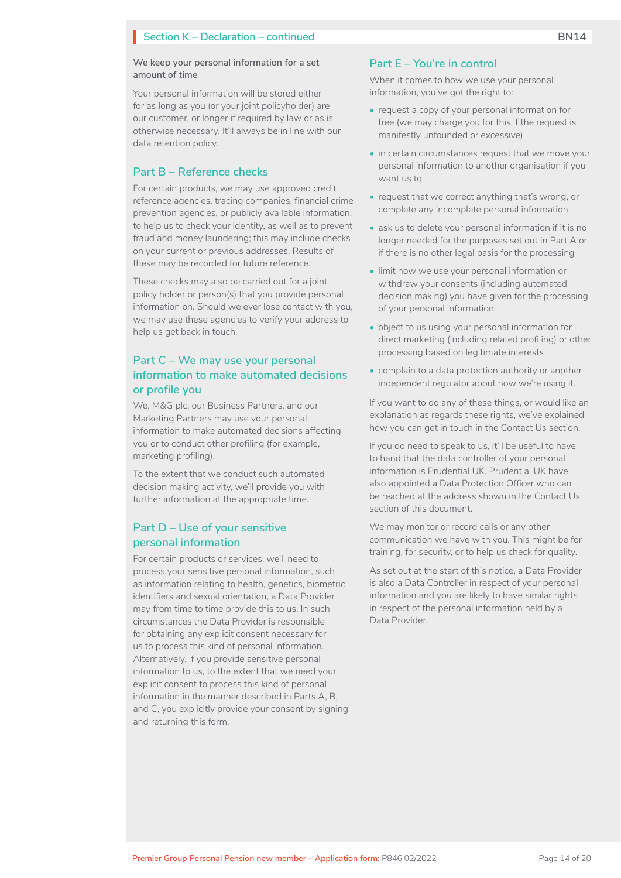## Section K – Declaration – continued

**We keep your personal information for a set amount of time**

Your personal information will be stored either for as long as you (or your joint policyholder) are our customer, or longer if required by law or as is otherwise necessary. It'll always be in line with our data retention policy.

### Part B – Reference checks

For certain products, we may use approved credit reference agencies, tracing companies, financial crime prevention agencies, or publicly available information, to help us to check your identity, as well as to prevent fraud and money laundering; this may include checks on your current or previous addresses. Results of these may be recorded for future reference.

These checks may also be carried out for a joint policy holder or person(s) that you provide personal information on. Should we ever lose contact with you, we may use these agencies to verify your address to help us get back in touch.

### Part C – We may use your personal information to make automated decisions or profile you

We, M&G plc, our Business Partners, and our Marketing Partners may use your personal information to make automated decisions affecting you or to conduct other profiling (for example, marketing profiling).

To the extent that we conduct such automated decision making activity, we'll provide you with further information at the appropriate time.

### Part D – Use of your sensitive personal information

For certain products or services, we'll need to process your sensitive personal information, such as information relating to health, genetics, biometric identifiers and sexual orientation, a Data Provider may from time to time provide this to us. In such circumstances the Data Provider is responsible for obtaining any explicit consent necessary for us to process this kind of personal information. Alternatively, if you provide sensitive personal information to us, to the extent that we need your explicit consent to process this kind of personal information in the manner described in Parts A, B, and C, you explicitly provide your consent by signing and returning this form.

### Part E – You're in control

When it comes to how we use your personal information, you've got the right to:

- request a copy of your personal information for free (we may charge you for this if the request is manifestly unfounded or excessive)
- in certain circumstances request that we move your personal information to another organisation if you want us to
- request that we correct anything that's wrong, or complete any incomplete personal information
- ask us to delete your personal information if it is no longer needed for the purposes set out in Part A or if there is no other legal basis for the processing
- limit how we use your personal information or withdraw your consents (including automated decision making) you have given for the processing of your personal information
- object to us using your personal information for direct marketing (including related profiling) or other processing based on legitimate interests
- complain to a data protection authority or another independent regulator about how we're using it.

If you want to do any of these things, or would like an explanation as regards these rights, we've explained how you can get in touch in the Contact Us section.

If you do need to speak to us, it'll be useful to have to hand that the data controller of your personal information is Prudential UK. Prudential UK have also appointed a Data Protection Officer who can be reached at the address shown in the Contact Us section of this document.

We may monitor or record calls or any other communication we have with you. This might be for training, for security, or to help us check for quality.

As set out at the start of this notice, a Data Provider is also a Data Controller in respect of your personal information and you are likely to have similar rights in respect of the personal information held by a Data Provider.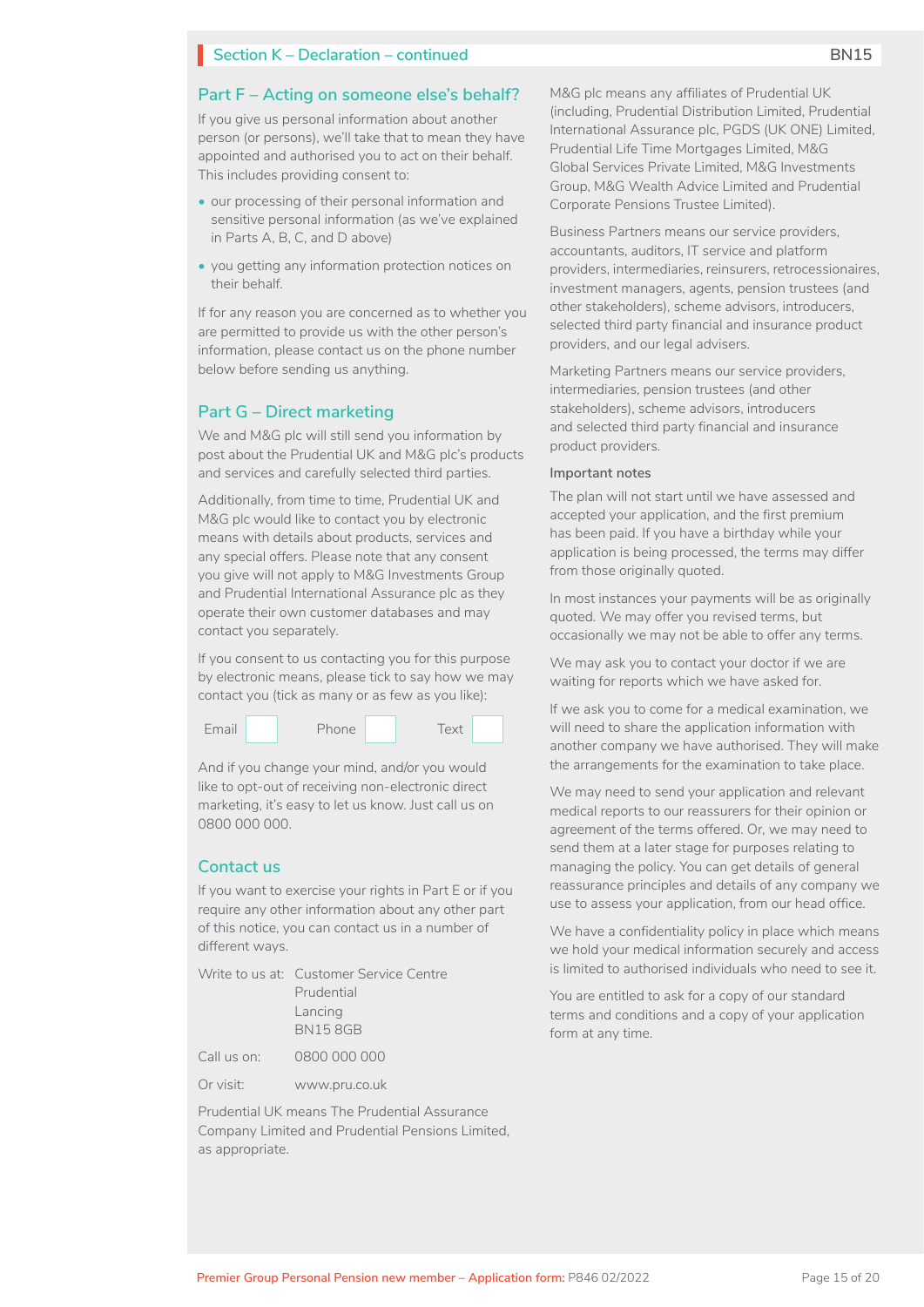## Section K – Declaration – continued

### Part F – Acting on someone else's behalf?

If you give us personal information about another person (or persons), we'll take that to mean they have appointed and authorised you to act on their behalf. This includes providing consent to:

- our processing of their personal information and sensitive personal information (as we've explained in Parts A, B, C, and D above)
- you getting any information protection notices on their behalf.

If for any reason you are concerned as to whether you are permitted to provide us with the other person's information, please contact us on the phone number below before sending us anything.

### Part G – Direct marketing

We and M&G plc will still send you information by post about the Prudential UK and M&G plc's products and services and carefully selected third parties.

Additionally, from time to time, Prudential UK and M&G plc would like to contact you by electronic means with details about products, services and any special offers. Please note that any consent you give will not apply to M&G Investments Group and Prudential International Assurance plc as they operate their own customer databases and may contact you separately.

If you consent to us contacting you for this purpose by electronic means, please tick to say how we may contact you (tick as many or as few as you like):

Email ☐ Phone ☐ Text ☐

And if you change your mind, and/or you would like to opt-out of receiving non-electronic direct marketing, it's easy to let us know. Just call us on 0800 000 000.

### Contact us

If you want to exercise your rights in Part E or if you require any other information about any other part of this notice, you can contact us in a number of different ways.

Write to us at: Customer Service Centre
Prudential
Lancing
BN15 8GB

Call us on: 0800 000 000

Or visit: www.pru.co.uk

Prudential UK means The Prudential Assurance Company Limited and Prudential Pensions Limited, as appropriate.

M&G plc means any affiliates of Prudential UK (including, Prudential Distribution Limited, Prudential International Assurance plc, PGDS (UK ONE) Limited, Prudential Life Time Mortgages Limited, M&G Global Services Private Limited, M&G Investments Group, M&G Wealth Advice Limited and Prudential Corporate Pensions Trustee Limited).

Business Partners means our service providers, accountants, auditors, IT service and platform providers, intermediaries, reinsurers, retrocessionaires, investment managers, agents, pension trustees (and other stakeholders), scheme advisors, introducers, selected third party financial and insurance product providers, and our legal advisers.

Marketing Partners means our service providers, intermediaries, pension trustees (and other stakeholders), scheme advisors, introducers and selected third party financial and insurance product providers.

**Important notes**

The plan will not start until we have assessed and accepted your application, and the first premium has been paid. If you have a birthday while your application is being processed, the terms may differ from those originally quoted.

In most instances your payments will be as originally quoted. We may offer you revised terms, but occasionally we may not be able to offer any terms.

We may ask you to contact your doctor if we are waiting for reports which we have asked for.

If we ask you to come for a medical examination, we will need to share the application information with another company we have authorised. They will make the arrangements for the examination to take place.

We may need to send your application and relevant medical reports to our reassurers for their opinion or agreement of the terms offered. Or, we may need to send them at a later stage for purposes relating to managing the policy. You can get details of general reassurance principles and details of any company we use to assess your application, from our head office.

We have a confidentiality policy in place which means we hold your medical information securely and access is limited to authorised individuals who need to see it.

You are entitled to ask for a copy of our standard terms and conditions and a copy of your application form at any time.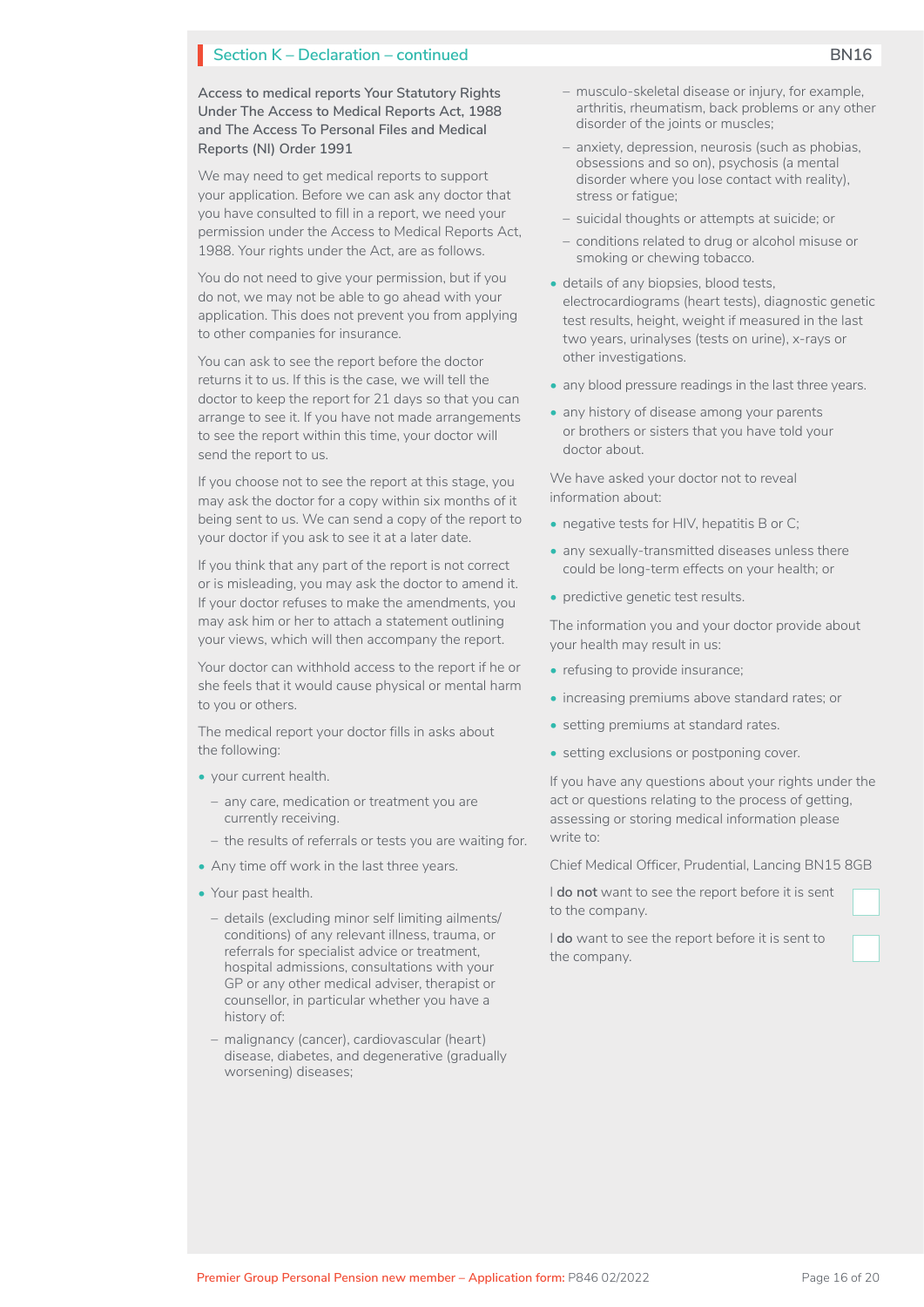## Section K – Declaration – continued

**Access to medical reports Your Statutory Rights Under The Access to Medical Reports Act, 1988 and The Access To Personal Files and Medical Reports (NI) Order 1991**

We may need to get medical reports to support your application. Before we can ask any doctor that you have consulted to fill in a report, we need your permission under the Access to Medical Reports Act, 1988. Your rights under the Act, are as follows.

You do not need to give your permission, but if you do not, we may not be able to go ahead with your application. This does not prevent you from applying to other companies for insurance.

You can ask to see the report before the doctor returns it to us. If this is the case, we will tell the doctor to keep the report for 21 days so that you can arrange to see it. If you have not made arrangements to see the report within this time, your doctor will send the report to us.

If you choose not to see the report at this stage, you may ask the doctor for a copy within six months of it being sent to us. We can send a copy of the report to your doctor if you ask to see it at a later date.

If you think that any part of the report is not correct or is misleading, you may ask the doctor to amend it. If your doctor refuses to make the amendments, you may ask him or her to attach a statement outlining your views, which will then accompany the report.

Your doctor can withhold access to the report if he or she feels that it would cause physical or mental harm to you or others.

The medical report your doctor fills in asks about the following:

- your current health.
  - any care, medication or treatment you are currently receiving.
  - the results of referrals or tests you are waiting for.
- Any time off work in the last three years.
- Your past health.
  - details (excluding minor self limiting ailments/conditions) of any relevant illness, trauma, or referrals for specialist advice or treatment, hospital admissions, consultations with your GP or any other medical adviser, therapist or counsellor, in particular whether you have a history of:
  - malignancy (cancer), cardiovascular (heart) disease, diabetes, and degenerative (gradually worsening) diseases;
  - musculo-skeletal disease or injury, for example, arthritis, rheumatism, back problems or any other disorder of the joints or muscles;
  - anxiety, depression, neurosis (such as phobias, obsessions and so on), psychosis (a mental disorder where you lose contact with reality), stress or fatigue;
  - suicidal thoughts or attempts at suicide; or
  - conditions related to drug or alcohol misuse or smoking or chewing tobacco.
- details of any biopsies, blood tests, electrocardiograms (heart tests), diagnostic genetic test results, height, weight if measured in the last two years, urinalyses (tests on urine), x-rays or other investigations.
- any blood pressure readings in the last three years.
- any history of disease among your parents or brothers or sisters that you have told your doctor about.

We have asked your doctor not to reveal information about:

- negative tests for HIV, hepatitis B or C;
- any sexually-transmitted diseases unless there could be long-term effects on your health; or
- predictive genetic test results.

The information you and your doctor provide about your health may result in us:

- refusing to provide insurance;
- increasing premiums above standard rates; or
- setting premiums at standard rates.
- setting exclusions or postponing cover.

If you have any questions about your rights under the act or questions relating to the process of getting, assessing or storing medical information please write to:

Chief Medical Officer, Prudential, Lancing BN15 8GB

I **do not** want to see the report before it is sent to the company. ☐

I **do** want to see the report before it is sent to the company. ☐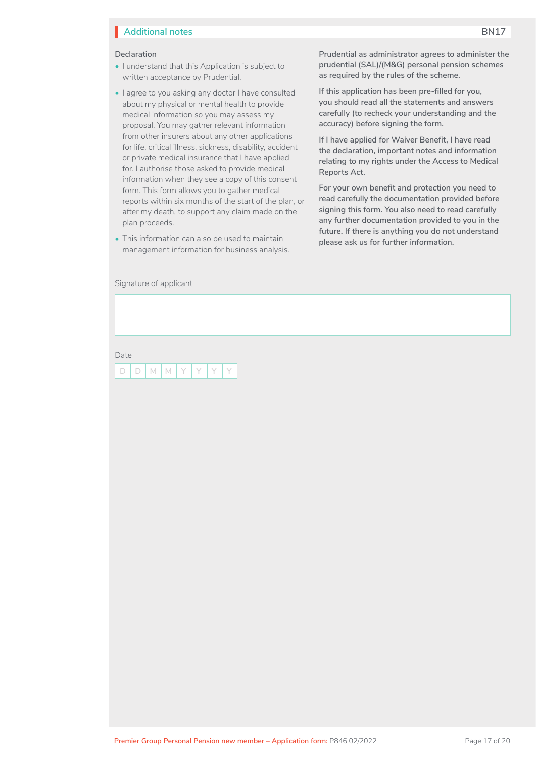## Additional notes

BN17

### Declaration

- I understand that this Application is subject to written acceptance by Prudential.
- I agree to you asking any doctor I have consulted about my physical or mental health to provide medical information so you may assess my proposal. You may gather relevant information from other insurers about any other applications for life, critical illness, sickness, disability, accident or private medical insurance that I have applied for. I authorise those asked to provide medical information when they see a copy of this consent form. This form allows you to gather medical reports within six months of the start of the plan, or after my death, to support any claim made on the plan proceeds.
- This information can also be used to maintain management information for business analysis.

**Prudential as administrator agrees to administer the prudential (SAL)/(M&G) personal pension schemes as required by the rules of the scheme.**

**If this application has been pre-filled for you, you should read all the statements and answers carefully (to recheck your understanding and the accuracy) before signing the form.**

**If I have applied for Waiver Benefit, I have read the declaration, important notes and information relating to my rights under the Access to Medical Reports Act.**

**For your own benefit and protection you need to read carefully the documentation provided before signing this form. You also need to read carefully any further documentation provided to you in the future. If there is anything you do not understand please ask us for further information.**

Signature of applicant

Date

| D | D | M | M | Y | Y | Y | Y |
|---|---|---|---|---|---|---|---|

Premier Group Personal Pension new member – Application form: P846 02/2022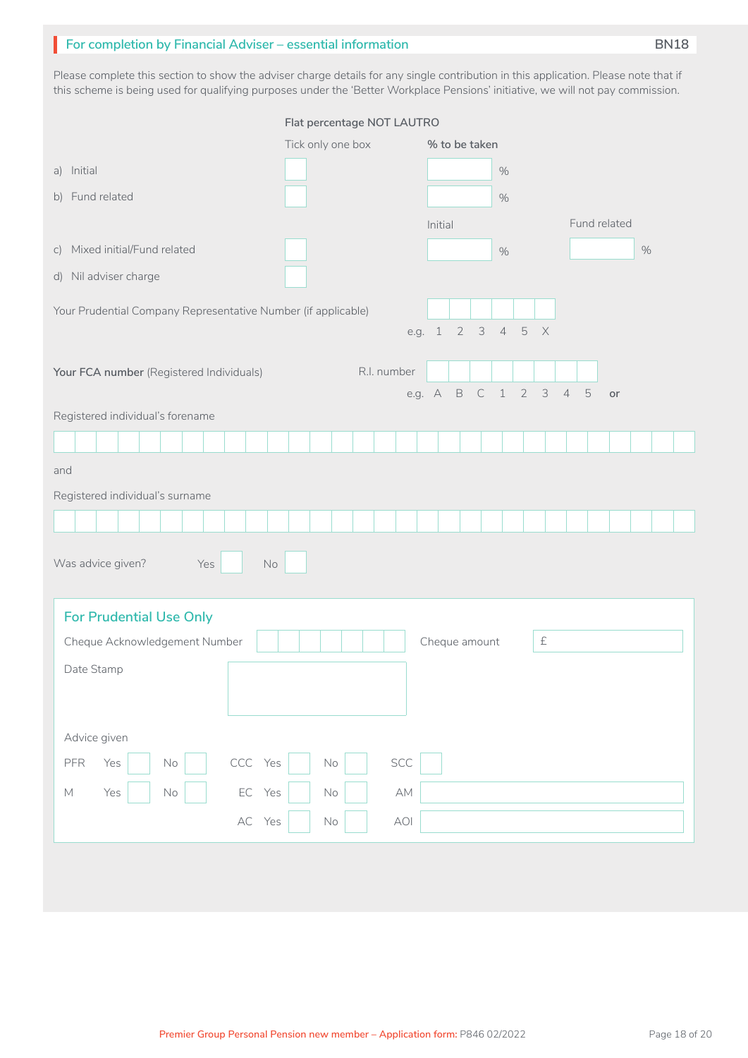## For completion by Financial Adviser – essential information

BN18

Please complete this section to show the adviser charge details for any single contribution in this application. Please note that if this scheme is being used for qualifying purposes under the 'Better Workplace Pensions' initiative, we will not pay commission.

**Flat percentage NOT LAUTRO**

| | Tick only one box | % to be taken | |
|---|---|---|---|
| a) Initial | ☐ | ____ % | |
| b) Fund related | ☐ | ____ % | |
| | | Initial | Fund related |
| c) Mixed initial/Fund related | ☐ | ____ % | ____ % |
| d) Nil adviser charge | ☐ | | |

Your Prudential Company Representative Number (if applicable) ☐☐☐☐☐☐

e.g. 1 2 3 4 5 X

**Your FCA number** (Registered Individuals) R.I. number ☐☐☐☐☐☐☐☐

e.g. A B C 1 2 3 4 5 **or**

Registered individual's forename

☐☐☐☐☐☐☐☐☐☐☐☐☐☐☐☐☐☐☐☐☐☐☐☐☐☐☐☐☐☐

and

Registered individual's surname

☐☐☐☐☐☐☐☐☐☐☐☐☐☐☐☐☐☐☐☐☐☐☐☐☐☐☐☐☐☐

Was advice given? Yes ☐ No ☐

### For Prudential Use Only

Cheque Acknowledgement Number ☐☐☐☐☐☐☐ Cheque amount £

Date Stamp

Advice given

| | | | | | | | | |
|---|---|---|---|---|---|---|---|---|
| PFR | Yes ☐ | No ☐ | CCC | Yes ☐ | No ☐ | SCC | ☐ |
| M | Yes ☐ | No ☐ | EC | Yes ☐ | No ☐ | AM | |
| | | | AC | Yes ☐ | No ☐ | AOI | |

Premier Group Personal Pension new member – Application form: P846 02/2022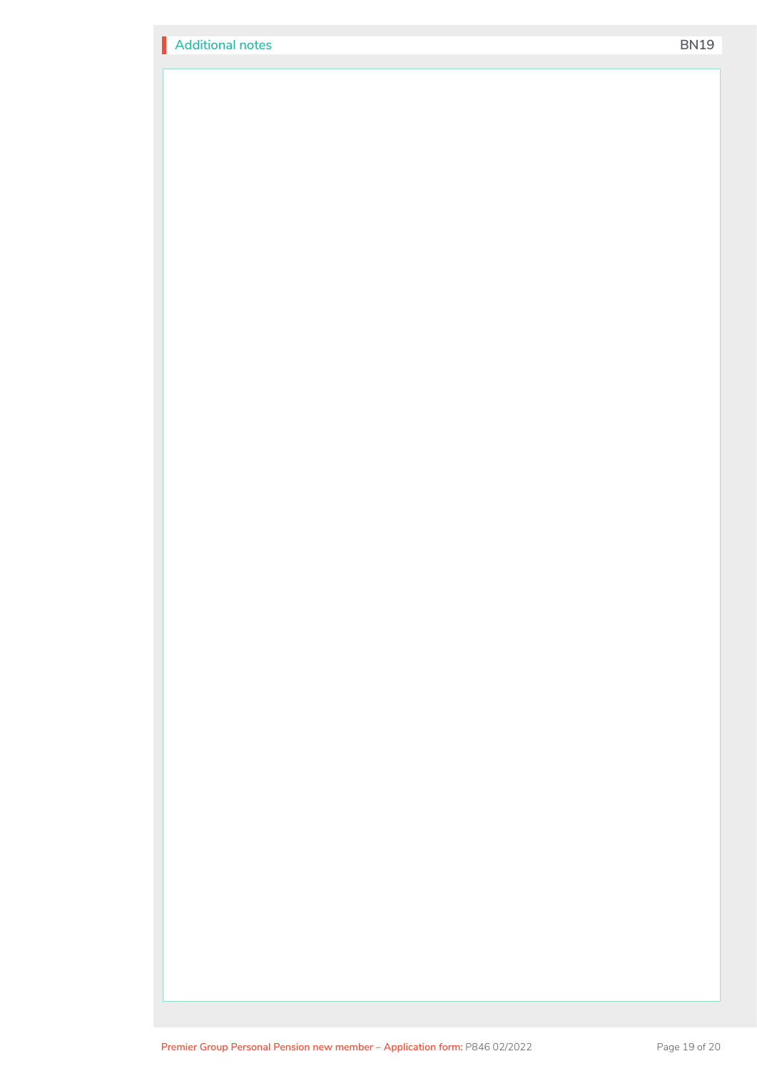## Additional notes

BN19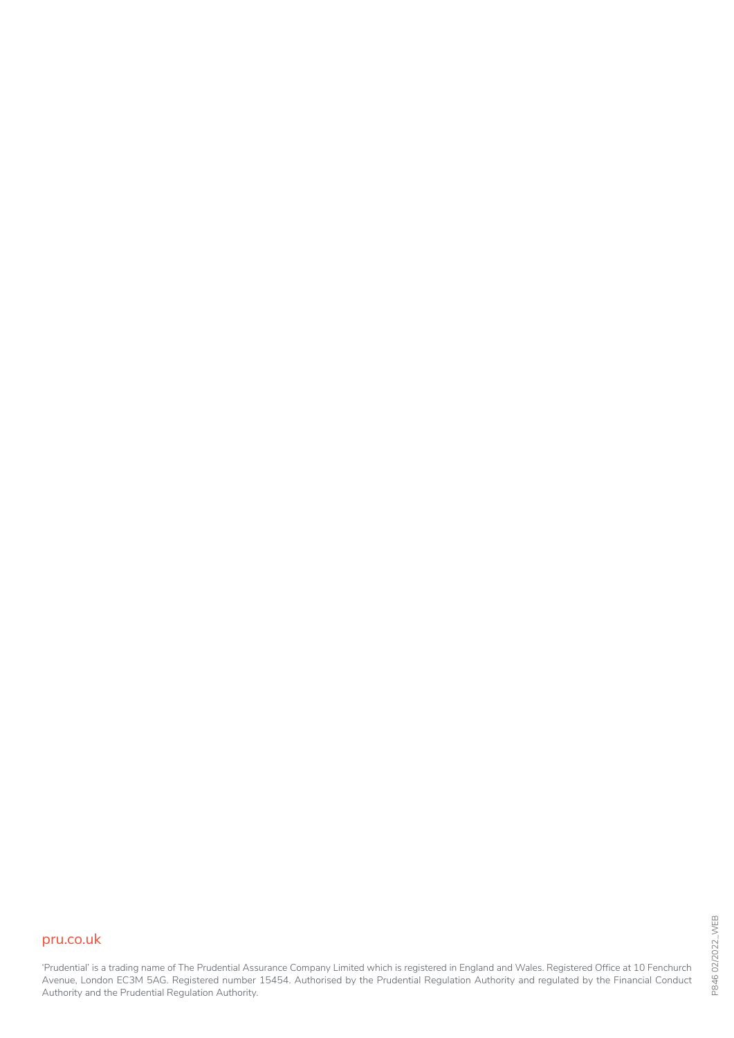pru.co.uk

'Prudential' is a trading name of The Prudential Assurance Company Limited which is registered in England and Wales. Registered Office at 10 Fenchurch Avenue, London EC3M 5AG. Registered number 15454. Authorised by the Prudential Regulation Authority and regulated by the Financial Conduct Authority and the Prudential Regulation Authority.

P846 02/2022_WEB